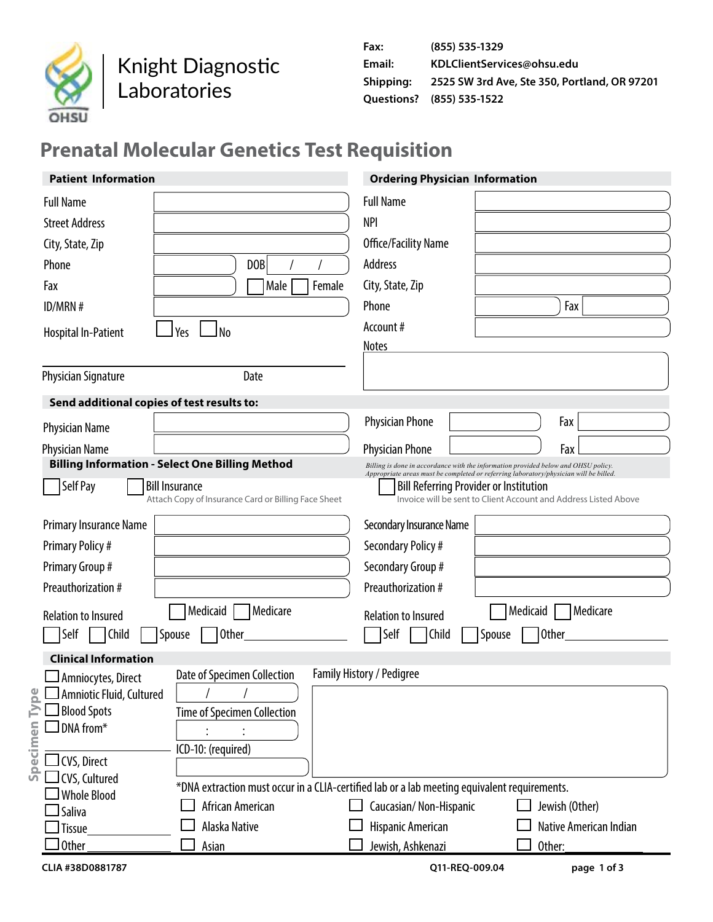Knight Diagnostic Laboratories

OHSU

**Fax:** (855) 535-1329
**Email:** KDLClientServices@ohsu.edu
**Shipping:** 2525 SW 3rd Ave, Ste 350, Portland, OR 97201
**Questions?** (855) 535-1522

# Prenatal Molecular Genetics Test Requisition

## Patient Information

Full Name

Street Address

City, State, Zip

Phone DOB / /

Fax ☐ Male ☐ Female

ID/MRN #

Hospital In-Patient ☐ Yes ☐ No

Physician Signature Date

## Ordering Physician Information

Full Name

NPI

Office/Facility Name

Address

City, State, Zip

Phone Fax

Account #

Notes

## Send additional copies of test results to:

Physician Name Physician Phone Fax

Physician Name Physician Phone Fax

## Billing Information - Select One Billing Method

*Billing is done in accordance with the information provided below and OHSU policy. Appropriate areas must be completed or referring laboratory/physician will be billed.*

☐ Self Pay

☐ Bill Insurance
Attach Copy of Insurance Card or Billing Face Sheet

☐ Bill Referring Provider or Institution
Invoice will be sent to Client Account and Address Listed Above

Primary Insurance Name

Primary Policy #

Primary Group #

Preauthorization #

Relation to Insured ☐ Medicaid ☐ Medicare

☐ Self ☐ Child ☐ Spouse ☐ Other\_\_\_\_\_\_\_\_\_\_

Secondary Insurance Name

Secondary Policy #

Secondary Group #

Preauthorization #

Relation to Insured ☐ Medicaid ☐ Medicare

☐ Self ☐ Child ☐ Spouse ☐ Other\_\_\_\_\_\_\_\_\_\_

## Clinical Information

**Specimen Type**

☐ Amniocytes, Direct
☐ Amniotic Fluid, Cultured
☐ Blood Spots
☐ DNA from*
\_\_\_\_\_\_\_\_\_\_
☐ CVS, Direct
☐ CVS, Cultured
☐ Whole Blood
☐ Saliva
☐ Tissue\_\_\_\_\_\_\_\_\_\_
☐ Other\_\_\_\_\_\_\_\_\_\_

Date of Specimen Collection / /

Time of Specimen Collection : :

ICD-10: (required)

Family History / Pedigree

*DNA extraction must occur in a CLIA-certified lab or a lab meeting equivalent requirements.

☐ African American
☐ Alaska Native
☐ Asian
☐ Caucasian/ Non-Hispanic
☐ Hispanic American
☐ Jewish, Ashkenazi
☐ Jewish (Other)
☐ Native American Indian
☐ Other:\_\_\_\_\_\_\_\_\_\_

CLIA #38D0881787

Q11-REQ-009.04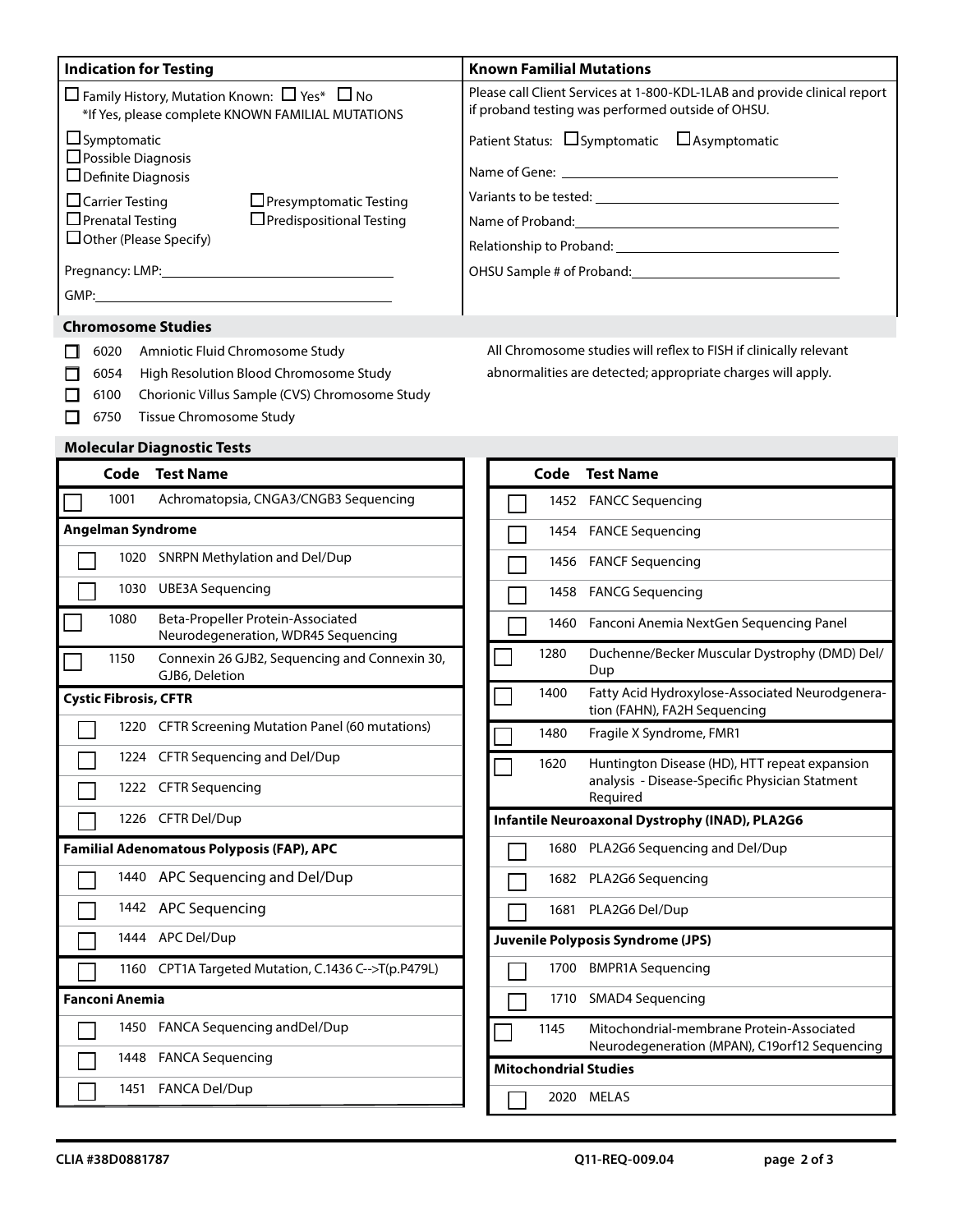| Indication for Testing | Known Familial Mutations |
|---|---|
| ☐ Family History, Mutation Known: ☐ Yes* ☐ No<br>*If Yes, please complete KNOWN FAMILIAL MUTATIONS | Please call Client Services at 1-800-KDL-1LAB and provide clinical report if proband testing was performed outside of OHSU. |
| ☐ Symptomatic<br>☐ Possible Diagnosis<br>☐ Definite Diagnosis | Patient Status: ☐ Symptomatic ☐ Asymptomatic |
| ☐ Carrier Testing ☐ Presymptomatic Testing<br>☐ Prenatal Testing ☐ Predispositional Testing<br>☐ Other (Please Specify) | Name of Gene: ________________<br>Variants to be tested: ________________<br>Name of Proband: ________________<br>Relationship to Proband: ________________ |
| Pregnancy: LMP: ________________<br>GMP: ________________ | OHSU Sample # of Proband: ________________ |

## Chromosome Studies

- ☐ 6020 Amniotic Fluid Chromosome Study
- ☐ 6054 High Resolution Blood Chromosome Study
- ☐ 6100 Chorionic Villus Sample (CVS) Chromosome Study
- ☐ 6750 Tissue Chromosome Study

All Chromosome studies will reflex to FISH if clinically relevant abnormalities are detected; appropriate charges will apply.

## Molecular Diagnostic Tests

| | Code | Test Name |
|---|---|---|
| ☐ | 1001 | Achromatopsia, CNGA3/CNGB3 Sequencing |
| **Angelman Syndrome** | | |
| ☐ | 1020 | SNRPN Methylation and Del/Dup |
| ☐ | 1030 | UBE3A Sequencing |
| ☐ | 1080 | Beta-Propeller Protein-Associated Neurodegeneration, WDR45 Sequencing |
| ☐ | 1150 | Connexin 26 GJB2, Sequencing and Connexin 30, GJB6, Deletion |
| **Cystic Fibrosis, CFTR** | | |
| ☐ | 1220 | CFTR Screening Mutation Panel (60 mutations) |
| ☐ | 1224 | CFTR Sequencing and Del/Dup |
| ☐ | 1222 | CFTR Sequencing |
| ☐ | 1226 | CFTR Del/Dup |
| **Familial Adenomatous Polyposis (FAP), APC** | | |
| ☐ | 1440 | APC Sequencing and Del/Dup |
| ☐ | 1442 | APC Sequencing |
| ☐ | 1444 | APC Del/Dup |
| ☐ | 1160 | CPT1A Targeted Mutation, C.1436 C-->T(p.P479L) |
| **Fanconi Anemia** | | |
| ☐ | 1450 | FANCA Sequencing andDel/Dup |
| ☐ | 1448 | FANCA Sequencing |
| ☐ | 1451 | FANCA Del/Dup |
| ☐ | 1452 | FANCC Sequencing |
| ☐ | 1454 | FANCE Sequencing |
| ☐ | 1456 | FANCF Sequencing |
| ☐ | 1458 | FANCG Sequencing |
| ☐ | 1460 | Fanconi Anemia NextGen Sequencing Panel |
| ☐ | 1280 | Duchenne/Becker Muscular Dystrophy (DMD) Del/Dup |
| ☐ | 1400 | Fatty Acid Hydroxylose-Associated Neurodgeneration (FAHN), FA2H Sequencing |
| ☐ | 1480 | Fragile X Syndrome, FMR1 |
| ☐ | 1620 | Huntington Disease (HD), HTT repeat expansion analysis - Disease-Specific Physician Statment Required |
| **Infantile Neuroaxonal Dystrophy (INAD), PLA2G6** | | |
| ☐ | 1680 | PLA2G6 Sequencing and Del/Dup |
| ☐ | 1682 | PLA2G6 Sequencing |
| ☐ | 1681 | PLA2G6 Del/Dup |
| **Juvenile Polyposis Syndrome (JPS)** | | |
| ☐ | 1700 | BMPR1A Sequencing |
| ☐ | 1710 | SMAD4 Sequencing |
| ☐ | 1145 | Mitochondrial-membrane Protein-Associated Neurodegeneration (MPAN), C19orf12 Sequencing |
| **Mitochondrial Studies** | | |
| ☐ | 2020 | MELAS |

CLIA #38D0881787 Q11-REQ-009.04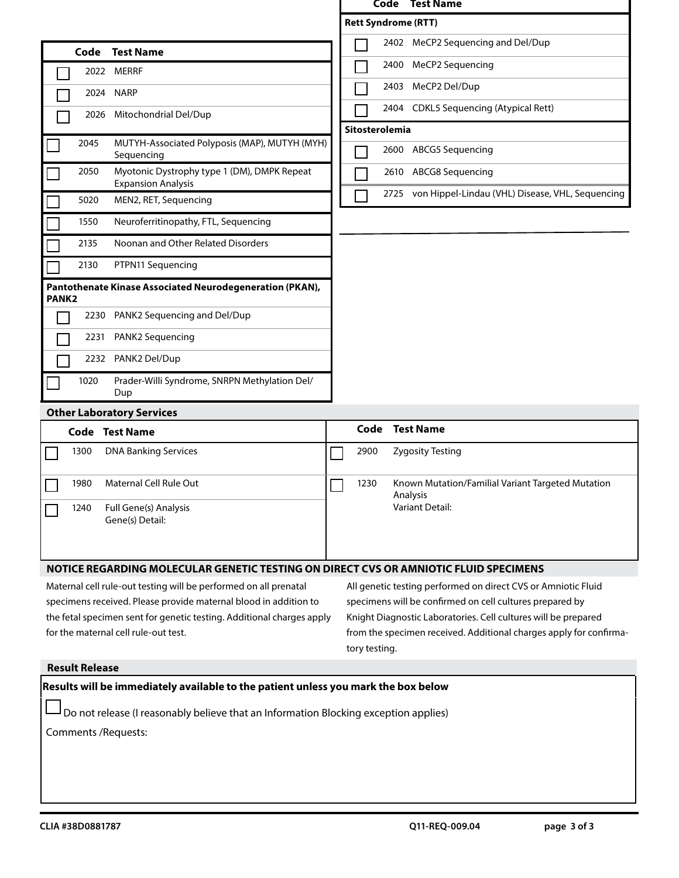| | Code | Test Name |
|---|---|---|
| ☐ | 2022 | MERRF |
| ☐ | 2024 | NARP |
| ☐ | 2026 | Mitochondrial Del/Dup |
| ☐ | 2045 | MUTYH-Associated Polyposis (MAP), MUTYH (MYH) Sequencing |
| ☐ | 2050 | Myotonic Dystrophy type 1 (DM), DMPK Repeat Expansion Analysis |
| ☐ | 5020 | MEN2, RET, Sequencing |
| ☐ | 1550 | Neuroferritinopathy, FTL, Sequencing |
| ☐ | 2135 | Noonan and Other Related Disorders |
| ☐ | 2130 | PTPN11 Sequencing |
| **Pantothenate Kinase Associated Neurodegeneration (PKAN), PANK2** | | |
| ☐ | 2230 | PANK2 Sequencing and Del/Dup |
| ☐ | 2231 | PANK2 Sequencing |
| ☐ | 2232 | PANK2 Del/Dup |
| ☐ | 1020 | Prader-Willi Syndrome, SNRPN Methylation Del/Dup |

| | Code | Test Name |
|---|---|---|
| **Rett Syndrome (RTT)** | | |
| ☐ | 2402 | MeCP2 Sequencing and Del/Dup |
| ☐ | 2400 | MeCP2 Sequencing |
| ☐ | 2403 | MeCP2 Del/Dup |
| ☐ | 2404 | CDKL5 Sequencing (Atypical Rett) |
| **Sitosterolemia** | | |
| ☐ | 2600 | ABCG5 Sequencing |
| ☐ | 2610 | ABCG8 Sequencing |
| ☐ | 2725 | von Hippel-Lindau (VHL) Disease, VHL, Sequencing |

## Other Laboratory Services

| | Code | Test Name |
|---|---|---|
| ☐ | 1300 | DNA Banking Services |
| ☐ | 1980 | Maternal Cell Rule Out |
| ☐ | 1240 | Full Gene(s) Analysis<br>Gene(s) Detail: |
| ☐ | 2900 | Zygosity Testing |
| ☐ | 1230 | Known Mutation/Familial Variant Targeted Mutation Analysis<br>Variant Detail: |

## NOTICE REGARDING MOLECULAR GENETIC TESTING ON DIRECT CVS OR AMNIOTIC FLUID SPECIMENS

Maternal cell rule-out testing will be performed on all prenatal specimens received. Please provide maternal blood in addition to the fetal specimen sent for genetic testing. Additional charges apply for the maternal cell rule-out test.

All genetic testing performed on direct CVS or Amniotic Fluid specimens will be confirmed on cell cultures prepared by Knight Diagnostic Laboratories. Cell cultures will be prepared from the specimen received. Additional charges apply for confirmatory testing.

## Result Release

**Results will be immediately available to the patient unless you mark the box below**

☐ Do not release (I reasonably believe that an Information Blocking exception applies)

Comments /Requests:

CLIA #38D0881787

Q11-REQ-009.04